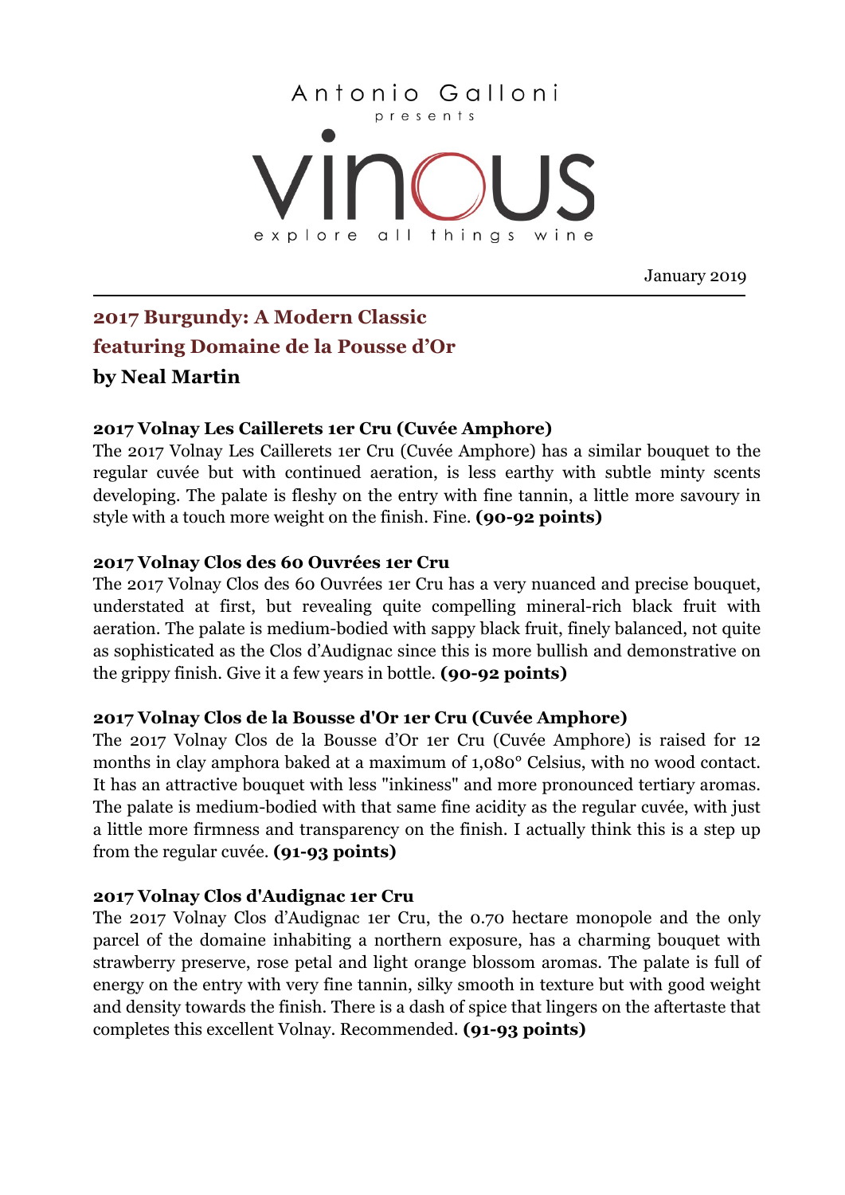Antonio Galloni
presents

vinous

explore all things wine

January 2019

## 2017 Burgundy: A Modern Classic featuring Domaine de la Pousse d'Or

### by Neal Martin

**2017 Volnay Les Caillerets 1er Cru (Cuvée Amphore)**

The 2017 Volnay Les Caillerets 1er Cru (Cuvée Amphore) has a similar bouquet to the regular cuvée but with continued aeration, is less earthy with subtle minty scents developing. The palate is fleshy on the entry with fine tannin, a little more savoury in style with a touch more weight on the finish. Fine. **(90-92 points)**

**2017 Volnay Clos des 60 Ouvrées 1er Cru**

The 2017 Volnay Clos des 60 Ouvrées 1er Cru has a very nuanced and precise bouquet, understated at first, but revealing quite compelling mineral-rich black fruit with aeration. The palate is medium-bodied with sappy black fruit, finely balanced, not quite as sophisticated as the Clos d'Audignac since this is more bullish and demonstrative on the grippy finish. Give it a few years in bottle. **(90-92 points)**

**2017 Volnay Clos de la Bousse d'Or 1er Cru (Cuvée Amphore)**

The 2017 Volnay Clos de la Bousse d'Or 1er Cru (Cuvée Amphore) is raised for 12 months in clay amphora baked at a maximum of 1,080° Celsius, with no wood contact. It has an attractive bouquet with less "inkiness" and more pronounced tertiary aromas. The palate is medium-bodied with that same fine acidity as the regular cuvée, with just a little more firmness and transparency on the finish. I actually think this is a step up from the regular cuvée. **(91-93 points)**

**2017 Volnay Clos d'Audignac 1er Cru**

The 2017 Volnay Clos d'Audignac 1er Cru, the 0.70 hectare monopole and the only parcel of the domaine inhabiting a northern exposure, has a charming bouquet with strawberry preserve, rose petal and light orange blossom aromas. The palate is full of energy on the entry with very fine tannin, silky smooth in texture but with good weight and density towards the finish. There is a dash of spice that lingers on the aftertaste that completes this excellent Volnay. Recommended. **(91-93 points)**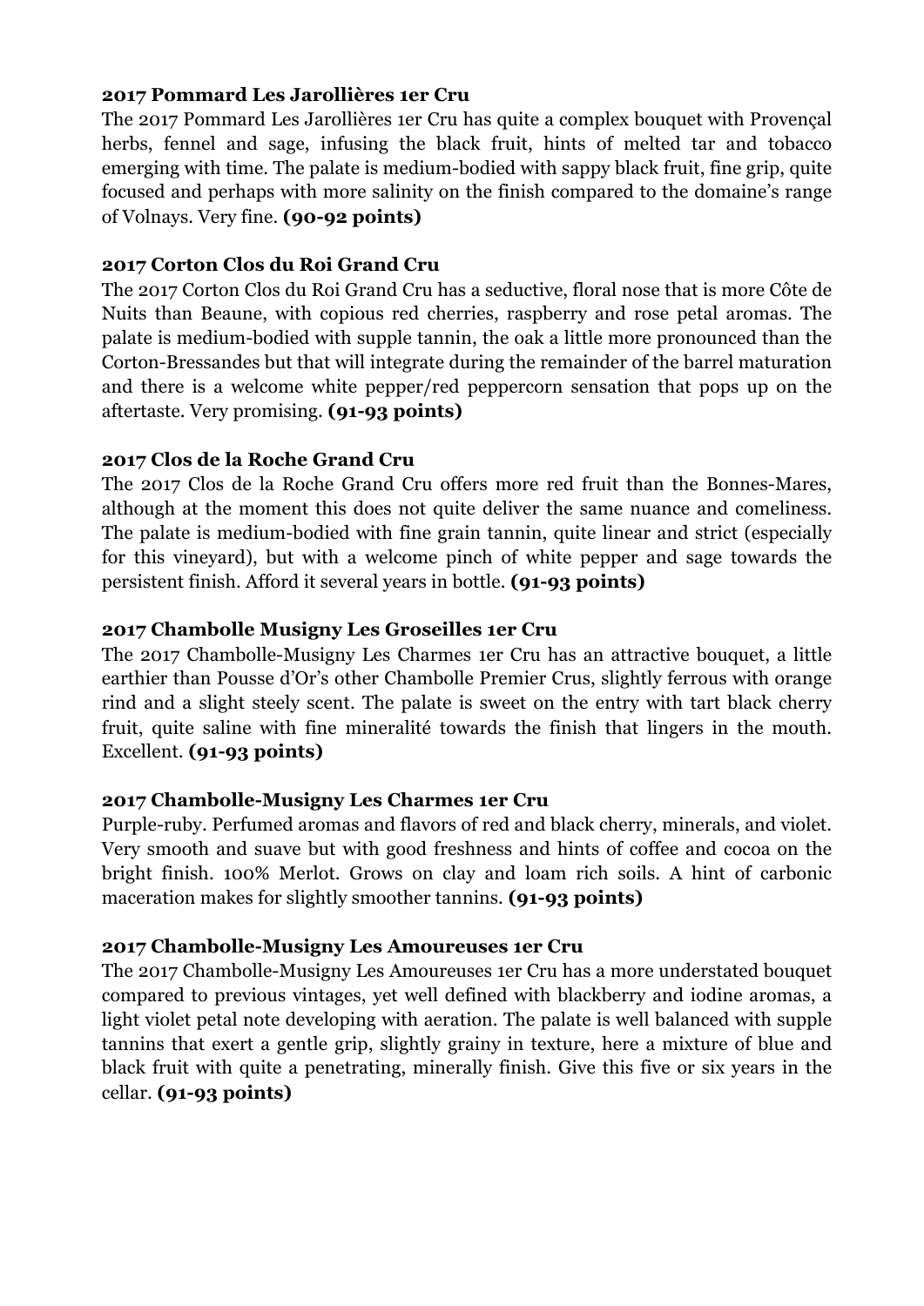**2017 Pommard Les Jarollières 1er Cru**

The 2017 Pommard Les Jarollières 1er Cru has quite a complex bouquet with Provençal herbs, fennel and sage, infusing the black fruit, hints of melted tar and tobacco emerging with time. The palate is medium-bodied with sappy black fruit, fine grip, quite focused and perhaps with more salinity on the finish compared to the domaine's range of Volnays. Very fine. **(90-92 points)**

**2017 Corton Clos du Roi Grand Cru**

The 2017 Corton Clos du Roi Grand Cru has a seductive, floral nose that is more Côte de Nuits than Beaune, with copious red cherries, raspberry and rose petal aromas. The palate is medium-bodied with supple tannin, the oak a little more pronounced than the Corton-Bressandes but that will integrate during the remainder of the barrel maturation and there is a welcome white pepper/red peppercorn sensation that pops up on the aftertaste. Very promising. **(91-93 points)**

**2017 Clos de la Roche Grand Cru**

The 2017 Clos de la Roche Grand Cru offers more red fruit than the Bonnes-Mares, although at the moment this does not quite deliver the same nuance and comeliness. The palate is medium-bodied with fine grain tannin, quite linear and strict (especially for this vineyard), but with a welcome pinch of white pepper and sage towards the persistent finish. Afford it several years in bottle. **(91-93 points)**

**2017 Chambolle Musigny Les Groseilles 1er Cru**

The 2017 Chambolle-Musigny Les Charmes 1er Cru has an attractive bouquet, a little earthier than Pousse d'Or's other Chambolle Premier Crus, slightly ferrous with orange rind and a slight steely scent. The palate is sweet on the entry with tart black cherry fruit, quite saline with fine mineralité towards the finish that lingers in the mouth. Excellent. **(91-93 points)**

**2017 Chambolle-Musigny Les Charmes 1er Cru**

Purple-ruby. Perfumed aromas and flavors of red and black cherry, minerals, and violet. Very smooth and suave but with good freshness and hints of coffee and cocoa on the bright finish. 100% Merlot. Grows on clay and loam rich soils. A hint of carbonic maceration makes for slightly smoother tannins. **(91-93 points)**

**2017 Chambolle-Musigny Les Amoureuses 1er Cru**

The 2017 Chambolle-Musigny Les Amoureuses 1er Cru has a more understated bouquet compared to previous vintages, yet well defined with blackberry and iodine aromas, a light violet petal note developing with aeration. The palate is well balanced with supple tannins that exert a gentle grip, slightly grainy in texture, here a mixture of blue and black fruit with quite a penetrating, minerally finish. Give this five or six years in the cellar. **(91-93 points)**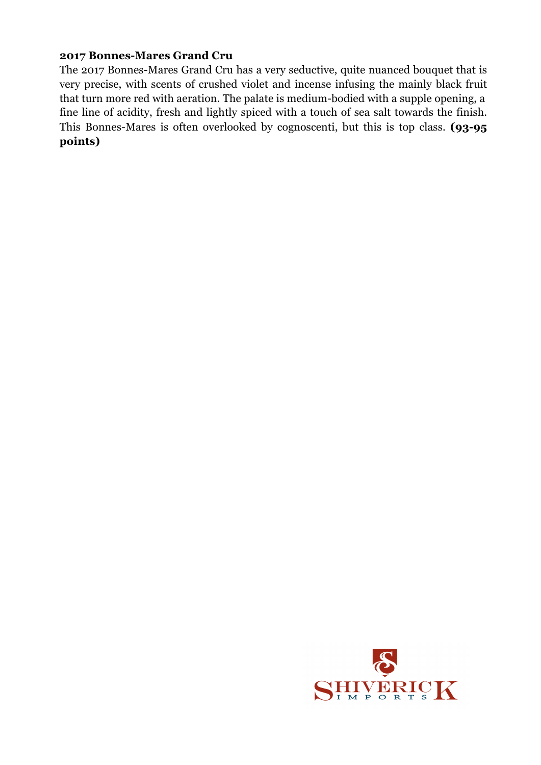**2017 Bonnes-Mares Grand Cru**

The 2017 Bonnes-Mares Grand Cru has a very seductive, quite nuanced bouquet that is very precise, with scents of crushed violet and incense infusing the mainly black fruit that turn more red with aeration. The palate is medium-bodied with a supple opening, a fine line of acidity, fresh and lightly spiced with a touch of sea salt towards the finish. This Bonnes-Mares is often overlooked by cognoscenti, but this is top class. **(93-95 points)**